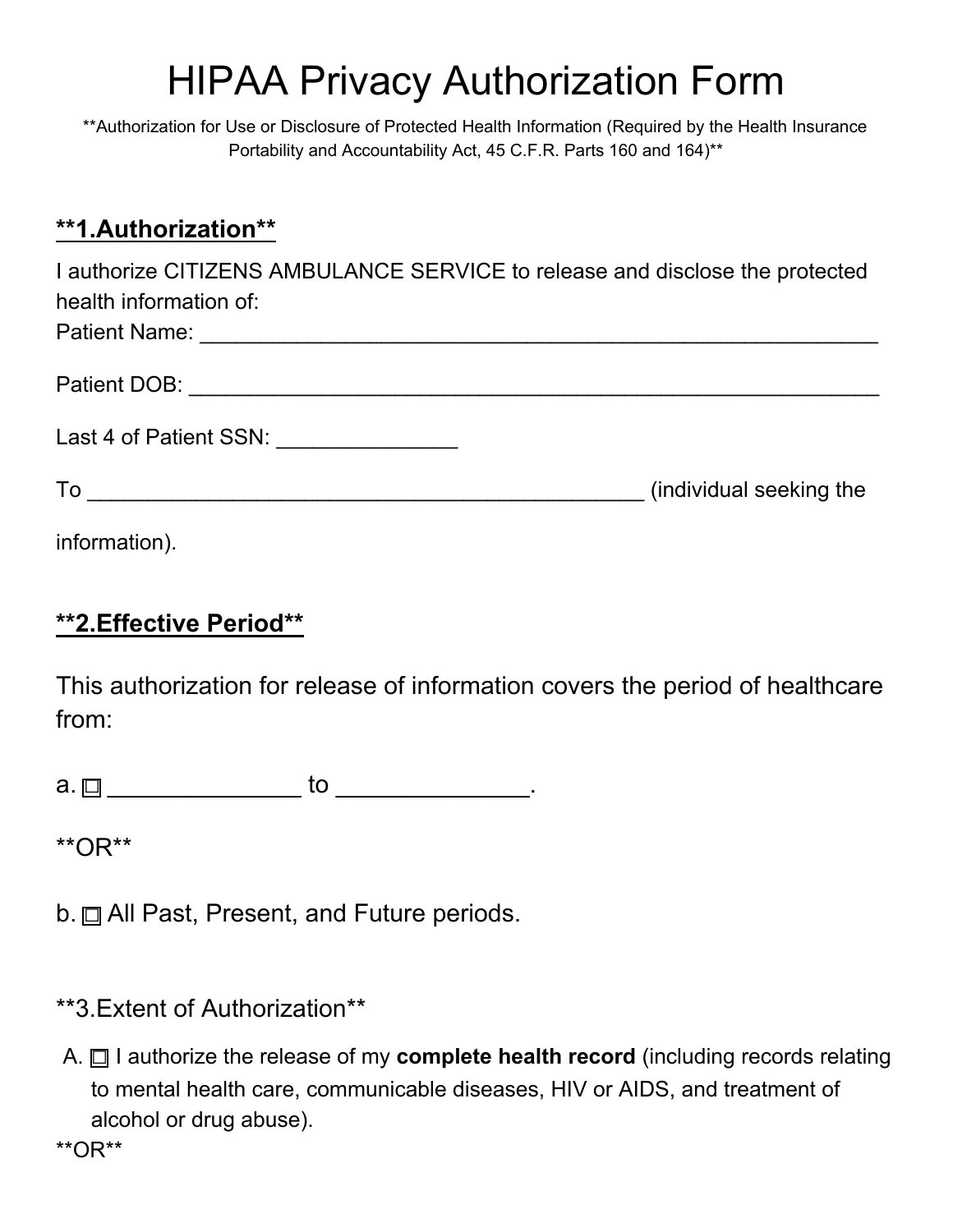# HIPAA Privacy Authorization Form

**Authorization for Use or Disclosure of Protected Health Information (Required by the Health Insurance Portability and Accountability Act, 45 C.F.R. Parts 160 and 164)**

## **1.Authorization**

I authorize CITIZENS AMBULANCE SERVICE to release and disclose the protected health information of:

Patient Name: ______________________________________________________

Patient DOB: _______________________________________________________

Last 4 of Patient SSN: _______________

To _____________________________________________ (individual seeking the information).

## **2.Effective Period**

This authorization for release of information covers the period of healthcare from:

a. ☐ ______________ to ______________.

**OR**

b. ☐ All Past, Present, and Future periods.

## **3.Extent of Authorization**

A. ☐ I authorize the release of my **complete health record** (including records relating to mental health care, communicable diseases, HIV or AIDS, and treatment of alcohol or drug abuse).

**OR**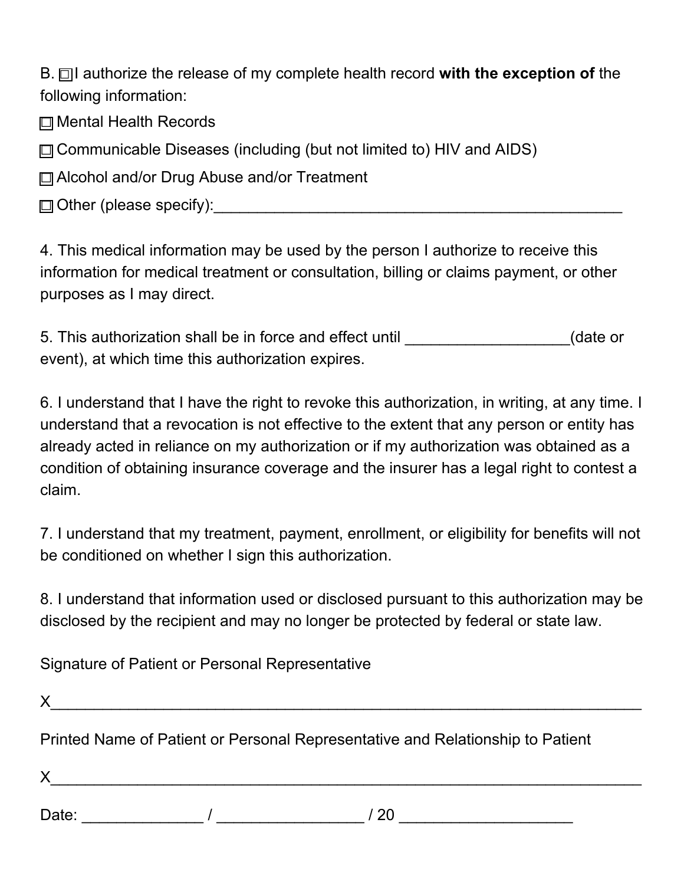B. ☐ I authorize the release of my complete health record **with the exception of** the following information:

☐ Mental Health Records

☐ Communicable Diseases (including (but not limited to) HIV and AIDS)

☐ Alcohol and/or Drug Abuse and/or Treatment

☐ Other (please specify):_______________________________________________

4. This medical information may be used by the person I authorize to receive this information for medical treatment or consultation, billing or claims payment, or other purposes as I may direct.

5. This authorization shall be in force and effect until ___________________(date or event), at which time this authorization expires.

6. I understand that I have the right to revoke this authorization, in writing, at any time. I understand that a revocation is not effective to the extent that any person or entity has already acted in reliance on my authorization or if my authorization was obtained as a condition of obtaining insurance coverage and the insurer has a legal right to contest a claim.

7. I understand that my treatment, payment, enrollment, or eligibility for benefits will not be conditioned on whether I sign this authorization.

8. I understand that information used or disclosed pursuant to this authorization may be disclosed by the recipient and may no longer be protected by federal or state law.

Signature of Patient or Personal Representative

X____________________________________________________________________

Printed Name of Patient or Personal Representative and Relationship to Patient

X____________________________________________________________________

Date: ______________ / _________________ / 20 ____________________